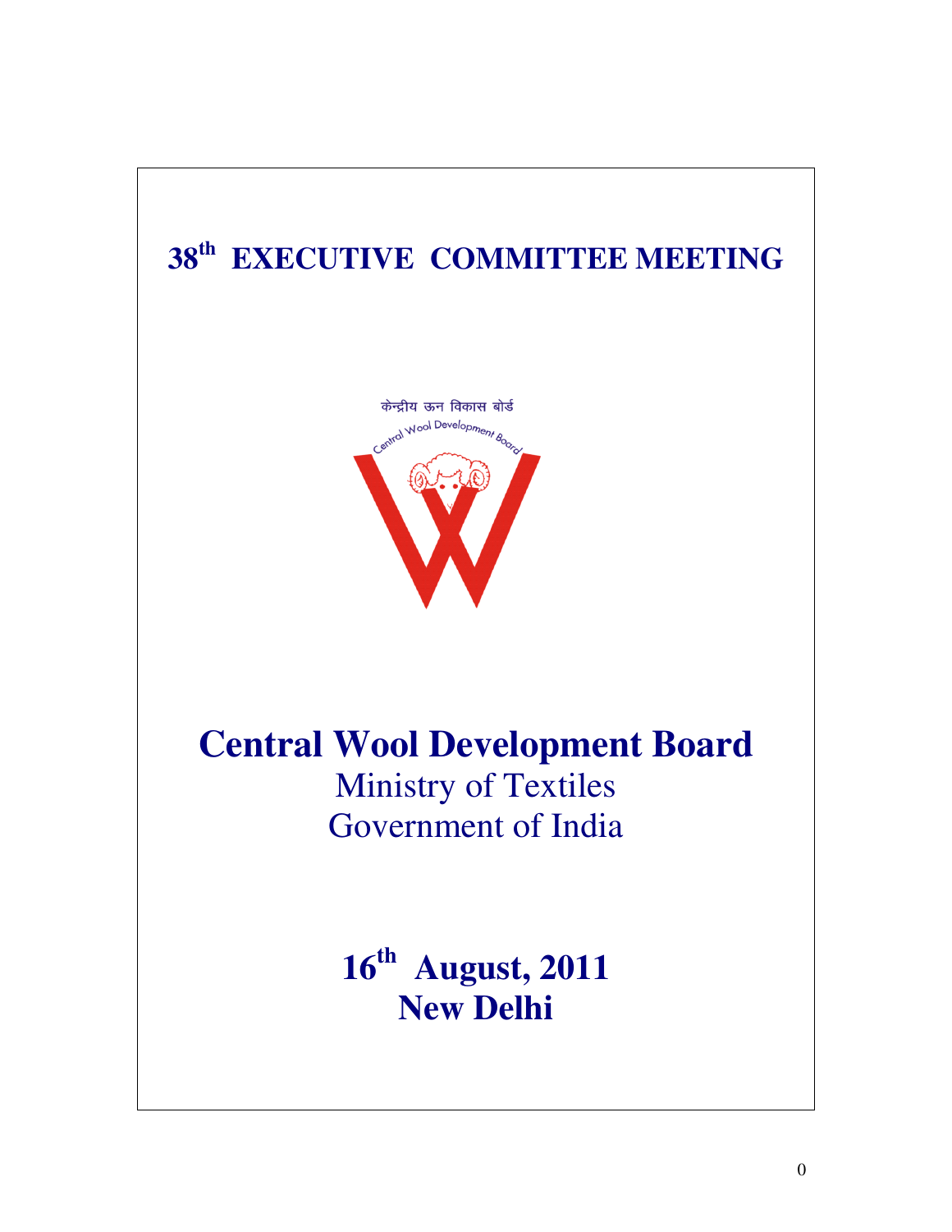# 38th EXECUTIVE COMMITTEE MEETING

केन्द्रीय ऊन विकास बोर्ड

Central Wool Development Board

# Central Wool Development Board

Ministry of Textiles

Government of India

**16th August, 2011**

**New Delhi**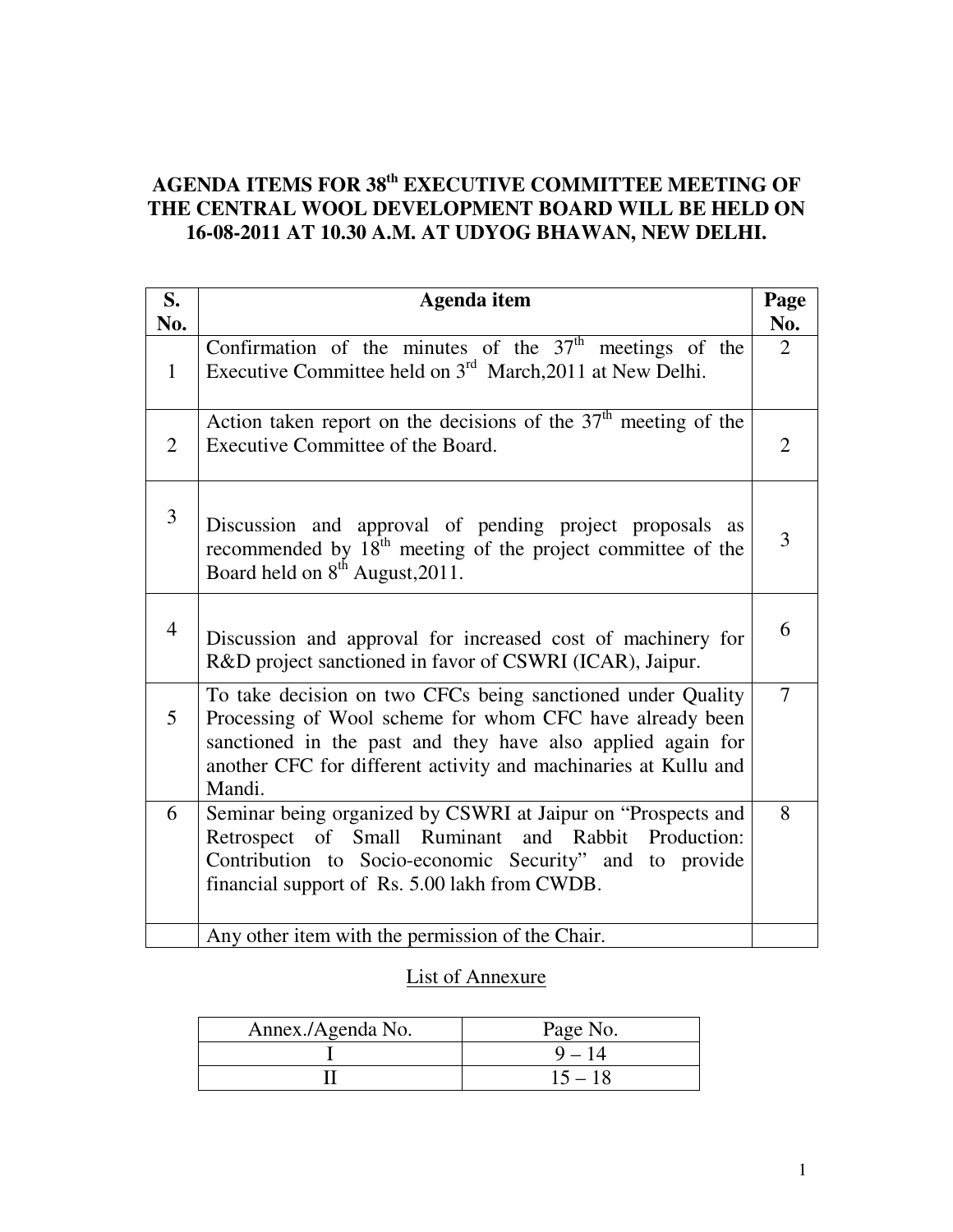# AGENDA ITEMS FOR 38th EXECUTIVE COMMITTEE MEETING OF THE CENTRAL WOOL DEVELOPMENT BOARD WILL BE HELD ON 16-08-2011 AT 10.30 A.M. AT UDYOG BHAWAN, NEW DELHI.

| S. No. | Agenda item | Page No. |
|---|---|---|
| 1 | Confirmation of the minutes of the 37th meetings of the Executive Committee held on 3rd March,2011 at New Delhi. | 2 |
| 2 | Action taken report on the decisions of the 37th meeting of the Executive Committee of the Board. | 2 |
| 3 | Discussion and approval of pending project proposals as recommended by 18th meeting of the project committee of the Board held on 8th August,2011. | 3 |
| 4 | Discussion and approval for increased cost of machinery for R&D project sanctioned in favor of CSWRI (ICAR), Jaipur. | 6 |
| 5 | To take decision on two CFCs being sanctioned under Quality Processing of Wool scheme for whom CFC have already been sanctioned in the past and they have also applied again for another CFC for different activity and machinaries at Kullu and Mandi. | 7 |
| 6 | Seminar being organized by CSWRI at Jaipur on "Prospects and Retrospect of Small Ruminant and Rabbit Production: Contribution to Socio-economic Security" and to provide financial support of Rs. 5.00 lakh from CWDB. | 8 |
| | Any other item with the permission of the Chair. | |

List of Annexure

| Annex./Agenda No. | Page No. |
|---|---|
| I | 9 – 14 |
| II | 15 – 18 |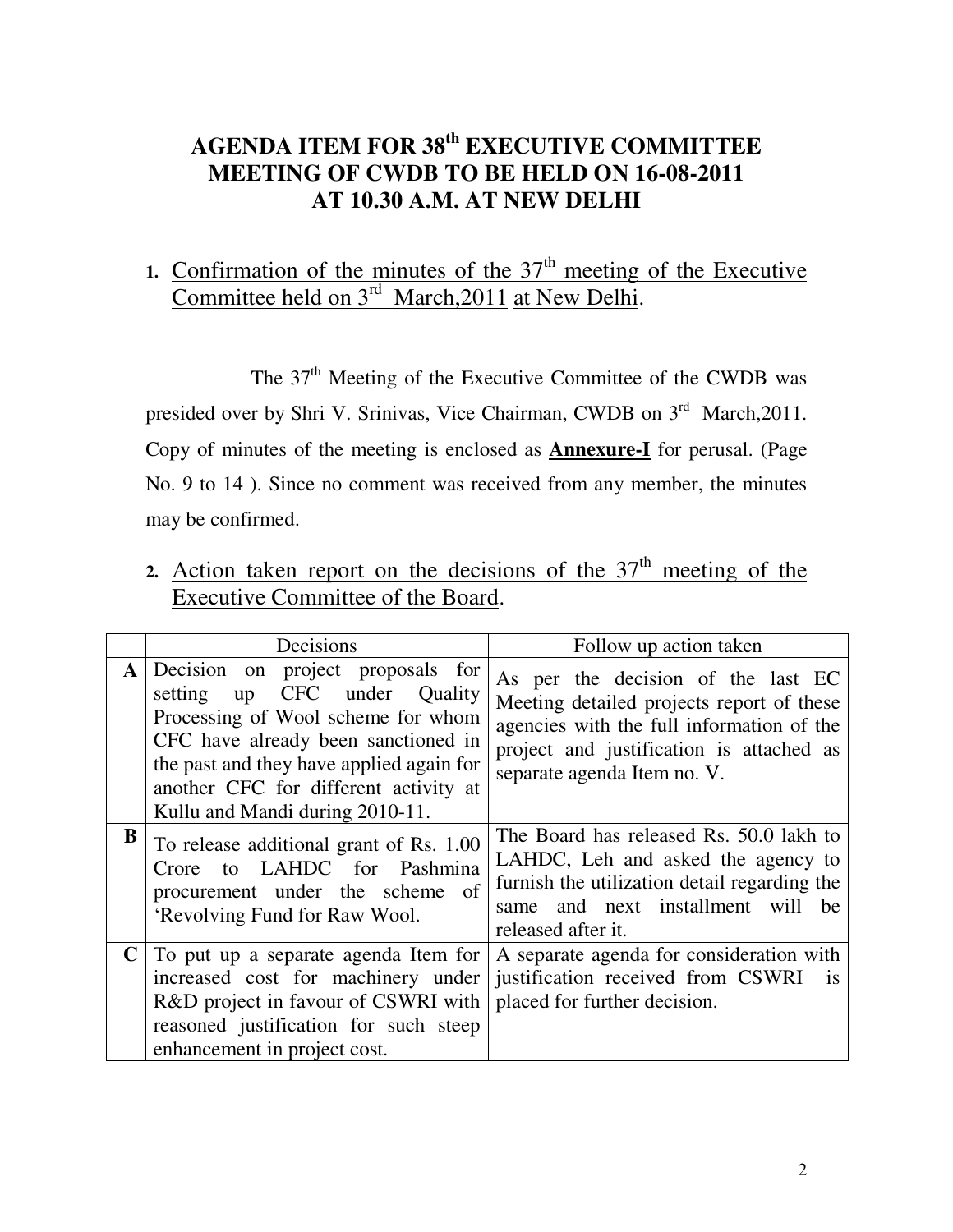# AGENDA ITEM FOR 38th EXECUTIVE COMMITTEE MEETING OF CWDB TO BE HELD ON 16-08-2011 AT 10.30 A.M. AT NEW DELHI

**1.** Confirmation of the minutes of the 37th meeting of the Executive Committee held on 3rd March,2011 at New Delhi.

The 37th Meeting of the Executive Committee of the CWDB was presided over by Shri V. Srinivas, Vice Chairman, CWDB on 3rd March,2011. Copy of minutes of the meeting is enclosed as **Annexure-I** for perusal. (Page No. 9 to 14 ). Since no comment was received from any member, the minutes may be confirmed.

**2.** Action taken report on the decisions of the 37th meeting of the Executive Committee of the Board.

| | Decisions | Follow up action taken |
|---|---|---|
| **A** | Decision on project proposals for setting up CFC under Quality Processing of Wool scheme for whom CFC have already been sanctioned in the past and they have applied again for another CFC for different activity at Kullu and Mandi during 2010-11. | As per the decision of the last EC Meeting detailed projects report of these agencies with the full information of the project and justification is attached as separate agenda Item no. V. |
| **B** | To release additional grant of Rs. 1.00 Crore to LAHDC for Pashmina procurement under the scheme of 'Revolving Fund for Raw Wool. | The Board has released Rs. 50.0 lakh to LAHDC, Leh and asked the agency to furnish the utilization detail regarding the same and next installment will be released after it. |
| **C** | To put up a separate agenda Item for increased cost for machinery under R&D project in favour of CSWRI with reasoned justification for such steep enhancement in project cost. | A separate agenda for consideration with justification received from CSWRI is placed for further decision. |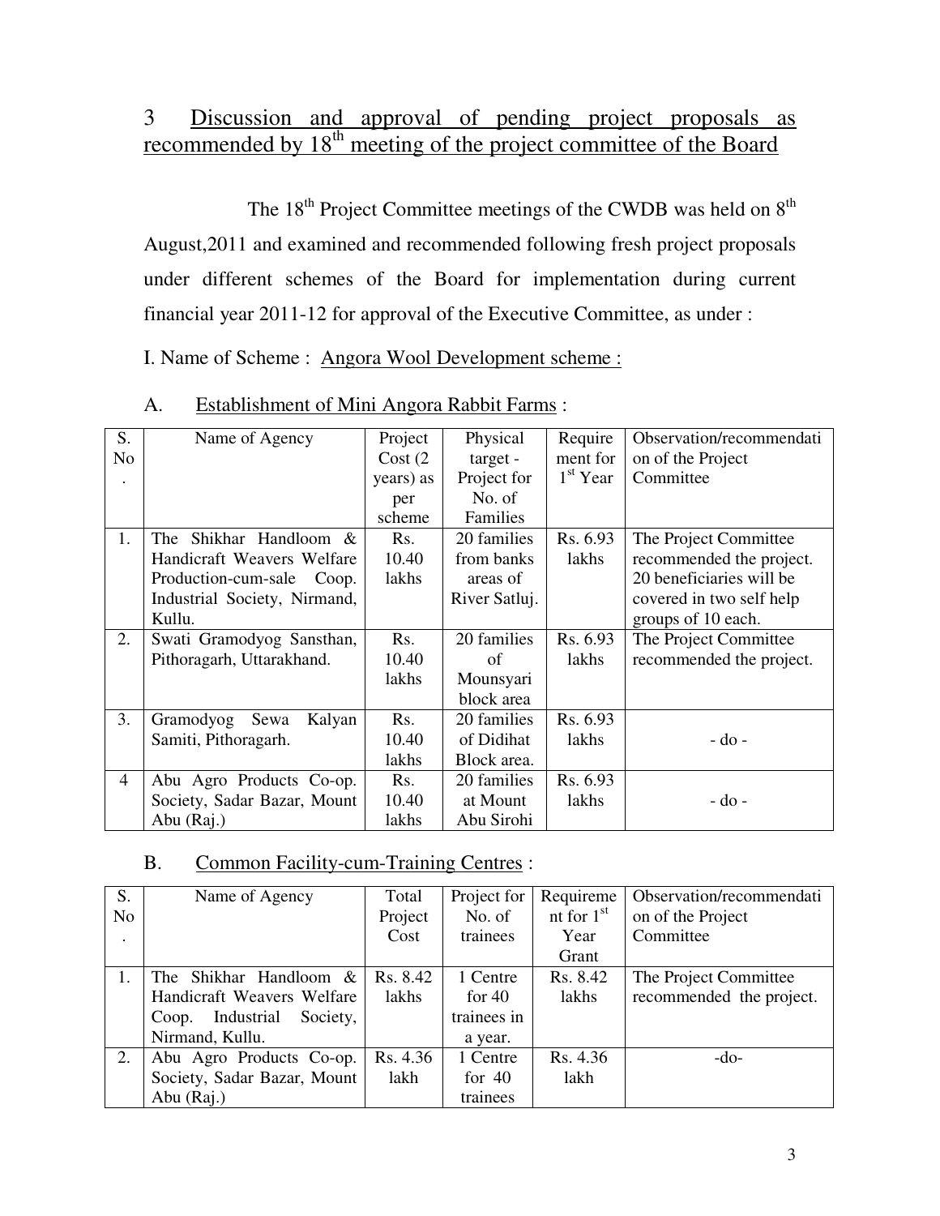## 3 Discussion and approval of pending project proposals as recommended by 18th meeting of the project committee of the Board

The 18th Project Committee meetings of the CWDB was held on 8th August,2011 and examined and recommended following fresh project proposals under different schemes of the Board for implementation during current financial year 2011-12 for approval of the Executive Committee, as under :

I. Name of Scheme : Angora Wool Development scheme :

A. Establishment of Mini Angora Rabbit Farms :

| S. No. | Name of Agency | Project Cost (2 years) as per scheme | Physical target - Project for No. of Families | Requirement for 1st Year | Observation/recommendation of the Project Committee |
|---|---|---|---|---|---|
| 1. | The Shikhar Handloom & Handicraft Weavers Welfare Production-cum-sale Coop. Industrial Society, Nirmand, Kullu. | Rs. 10.40 lakhs | 20 families from banks areas of River Satluj. | Rs. 6.93 lakhs | The Project Committee recommended the project. 20 beneficiaries will be covered in two self help groups of 10 each. |
| 2. | Swati Gramodyog Sansthan, Pithoragarh, Uttarakhand. | Rs. 10.40 lakhs | 20 families of Mounsyari block area | Rs. 6.93 lakhs | The Project Committee recommended the project. |
| 3. | Gramodyog Sewa Kalyan Samiti, Pithoragarh. | Rs. 10.40 lakhs | 20 families of Didihat Block area. | Rs. 6.93 lakhs | - do - |
| 4 | Abu Agro Products Co-op. Society, Sadar Bazar, Mount Abu (Raj.) | Rs. 10.40 lakhs | 20 families at Mount Abu Sirohi | Rs. 6.93 lakhs | - do - |

B. Common Facility-cum-Training Centres :

| S. No. | Name of Agency | Total Project Cost | Project for No. of trainees | Requirement for 1st Year Grant | Observation/recommendation of the Project Committee |
|---|---|---|---|---|---|
| 1. | The Shikhar Handloom & Handicraft Weavers Welfare Coop. Industrial Society, Nirmand, Kullu. | Rs. 8.42 lakhs | 1 Centre for 40 trainees in a year. | Rs. 8.42 lakhs | The Project Committee recommended the project. |
| 2. | Abu Agro Products Co-op. Society, Sadar Bazar, Mount Abu (Raj.) | Rs. 4.36 lakh | 1 Centre for 40 trainees | Rs. 4.36 lakh | -do- |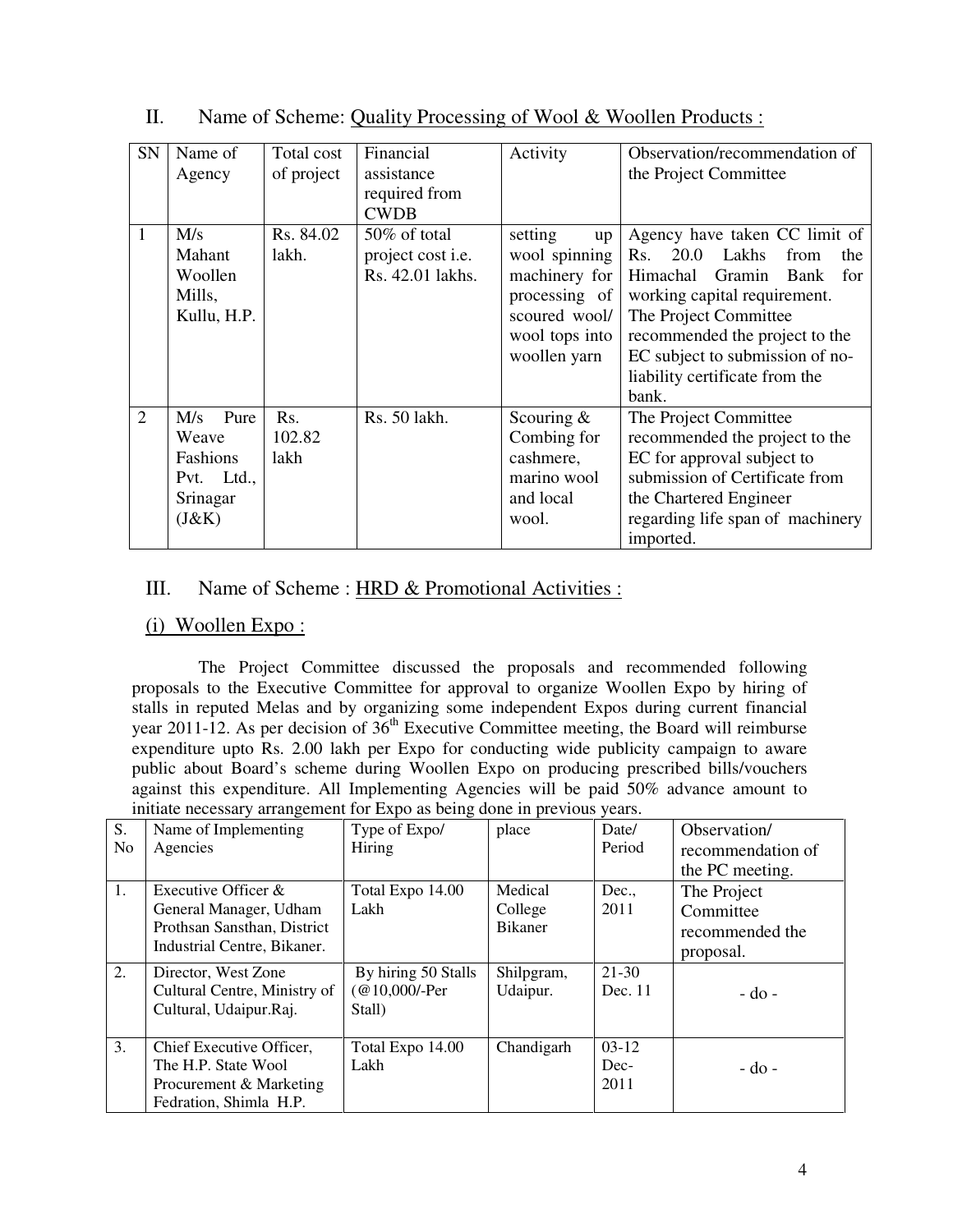## II. Name of Scheme: Quality Processing of Wool & Woollen Products :

| SN | Name of Agency | Total cost of project | Financial assistance required from CWDB | Activity | Observation/recommendation of the Project Committee |
|---|---|---|---|---|---|
| 1 | M/s Mahant Woollen Mills, Kullu, H.P. | Rs. 84.02 lakh. | 50% of total project cost i.e. Rs. 42.01 lakhs. | setting up wool spinning machinery for processing of scoured wool/ wool tops into woollen yarn | Agency have taken CC limit of Rs. 20.0 Lakhs from the Himachal Gramin Bank for working capital requirement. The Project Committee recommended the project to the EC subject to submission of no-liability certificate from the bank. |
| 2 | M/s Pure Weave Fashions Pvt. Ltd., Srinagar (J&K) | Rs. 102.82 lakh | Rs. 50 lakh. | Scouring & Combing for cashmere, marino wool and local wool. | The Project Committee recommended the project to the EC for approval subject to submission of Certificate from the Chartered Engineer regarding life span of machinery imported. |

## III. Name of Scheme : HRD & Promotional Activities :

### (i) Woollen Expo :

The Project Committee discussed the proposals and recommended following proposals to the Executive Committee for approval to organize Woollen Expo by hiring of stalls in reputed Melas and by organizing some independent Expos during current financial year 2011-12. As per decision of 36th Executive Committee meeting, the Board will reimburse expenditure upto Rs. 2.00 lakh per Expo for conducting wide publicity campaign to aware public about Board's scheme during Woollen Expo on producing prescribed bills/vouchers against this expenditure. All Implementing Agencies will be paid 50% advance amount to initiate necessary arrangement for Expo as being done in previous years.

| S. No | Name of Implementing Agencies | Type of Expo/ Hiring | place | Date/ Period | Observation/ recommendation of the PC meeting. |
|---|---|---|---|---|---|
| 1. | Executive Officer & General Manager, Udham Prothsan Sansthan, District Industrial Centre, Bikaner. | Total Expo 14.00 Lakh | Medical College Bikaner | Dec., 2011 | The Project Committee recommended the proposal. |
| 2. | Director, West Zone Cultural Centre, Ministry of Cultural, Udaipur.Raj. | By hiring 50 Stalls (@10,000/-Per Stall) | Shilpgram, Udaipur. | 21-30 Dec. 11 | - do - |
| 3. | Chief Executive Officer, The H.P. State Wool Procurement & Marketing Fedration, Shimla H.P. | Total Expo 14.00 Lakh | Chandigarh | 03-12 Dec-2011 | - do - |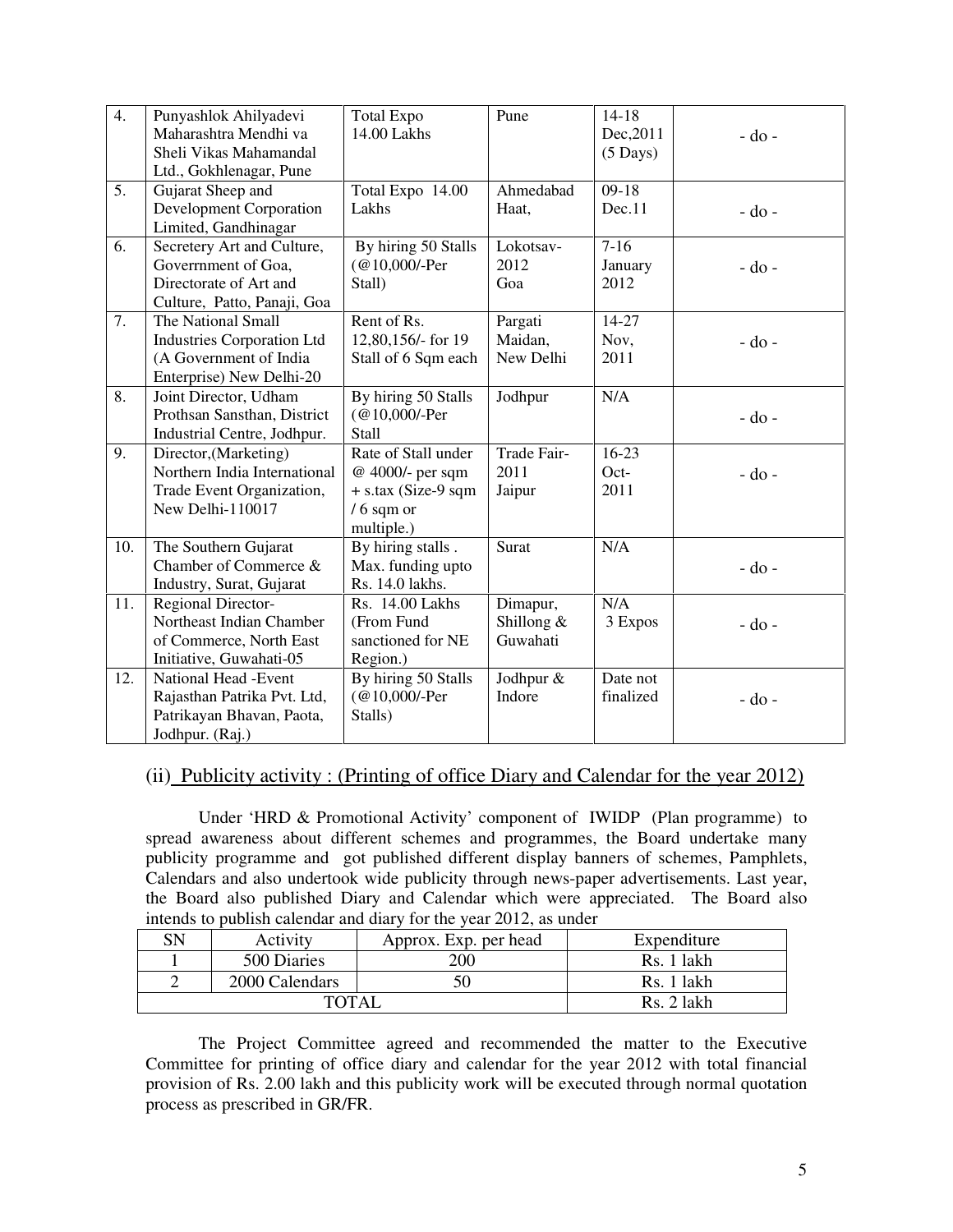| 4. | Punyashlok Ahilyadevi Maharashtra Mendhi va Sheli Vikas Mahamandal Ltd., Gokhlenagar, Pune | Total Expo 14.00 Lakhs | Pune | 14-18 Dec,2011 (5 Days) | - do - |
|---|---|---|---|---|---|
| 5. | Gujarat Sheep and Development Corporation Limited, Gandhinagar | Total Expo 14.00 Lakhs | Ahmedabad Haat, | 09-18 Dec.11 | - do - |
| 6. | Secretery Art and Culture, Goverrnment of Goa, Directorate of Art and Culture, Patto, Panaji, Goa | By hiring 50 Stalls (@10,000/-Per Stall) | Lokotsav-2012 Goa | 7-16 January 2012 | - do - |
| 7. | The National Small Industries Corporation Ltd (A Government of India Enterprise) New Delhi-20 | Rent of Rs. 12,80,156/- for 19 Stall of 6 Sqm each | Pargati Maidan, New Delhi | 14-27 Nov, 2011 | - do - |
| 8. | Joint Director, Udham Prothsan Sansthan, District Industrial Centre, Jodhpur. | By hiring 50 Stalls (@10,000/-Per Stall | Jodhpur | N/A | - do - |
| 9. | Director,(Marketing) Northern India International Trade Event Organization, New Delhi-110017 | Rate of Stall under @ 4000/- per sqm + s.tax (Size-9 sqm / 6 sqm or multiple.) | Trade Fair-2011 Jaipur | 16-23 Oct-2011 | - do - |
| 10. | The Southern Gujarat Chamber of Commerce & Industry, Surat, Gujarat | By hiring stalls . Max. funding upto Rs. 14.0 lakhs. | Surat | N/A | - do - |
| 11. | Regional Director-Northeast Indian Chamber of Commerce, North East Initiative, Guwahati-05 | Rs. 14.00 Lakhs (From Fund sanctioned for NE Region.) | Dimapur, Shillong & Guwahati | N/A 3 Expos | - do - |
| 12. | National Head -Event Rajasthan Patrika Pvt. Ltd, Patrikayan Bhavan, Paota, Jodhpur. (Raj.) | By hiring 50 Stalls (@10,000/-Per Stalls) | Jodhpur & Indore | Date not finalized | - do - |

### (ii) Publicity activity : (Printing of office Diary and Calendar for the year 2012)

Under 'HRD & Promotional Activity' component of IWIDP (Plan programme) to spread awareness about different schemes and programmes, the Board undertake many publicity programme and got published different display banners of schemes, Pamphlets, Calendars and also undertook wide publicity through news-paper advertisements. Last year, the Board also published Diary and Calendar which were appreciated. The Board also intends to publish calendar and diary for the year 2012, as under

| SN | Activity | Approx. Exp. per head | Expenditure |
|---|---|---|---|
| 1 | 500 Diaries | 200 | Rs. 1 lakh |
| 2 | 2000 Calendars | 50 | Rs. 1 lakh |
| TOTAL | | | Rs. 2 lakh |

The Project Committee agreed and recommended the matter to the Executive Committee for printing of office diary and calendar for the year 2012 with total financial provision of Rs. 2.00 lakh and this publicity work will be executed through normal quotation process as prescribed in GR/FR.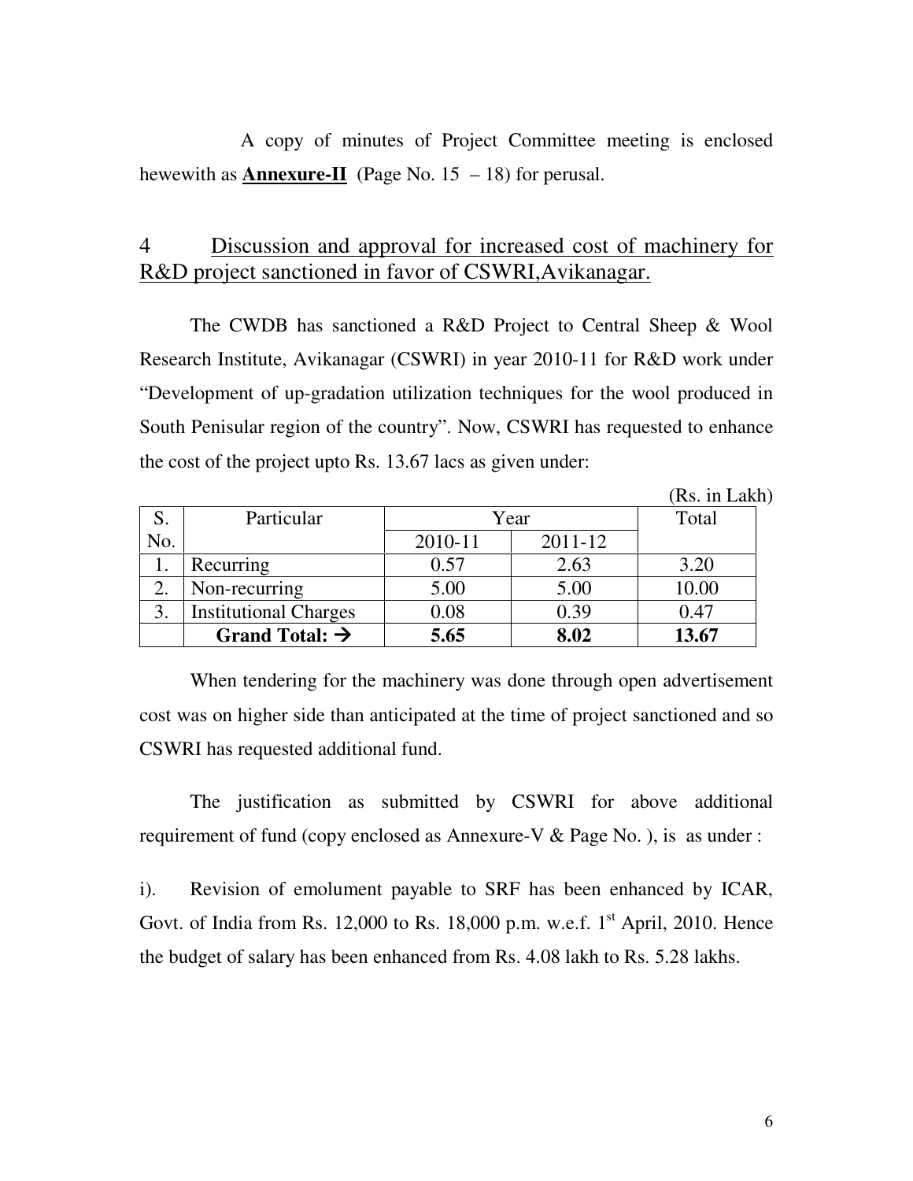A copy of minutes of Project Committee meeting is enclosed hewewith as **Annexure-II** (Page No. 15 – 18) for perusal.

## 4 Discussion and approval for increased cost of machinery for R&D project sanctioned in favor of CSWRI,Avikanagar.

The CWDB has sanctioned a R&D Project to Central Sheep & Wool Research Institute, Avikanagar (CSWRI) in year 2010-11 for R&D work under "Development of up-gradation utilization techniques for the wool produced in South Penisular region of the country". Now, CSWRI has requested to enhance the cost of the project upto Rs. 13.67 lacs as given under:

(Rs. in Lakh)

| S. No. | Particular | Year | | Total |
|---|---|---|---|---|
| | | 2010-11 | 2011-12 | |
| 1. | Recurring | 0.57 | 2.63 | 3.20 |
| 2. | Non-recurring | 5.00 | 5.00 | 10.00 |
| 3. | Institutional Charges | 0.08 | 0.39 | 0.47 |
| | **Grand Total: →** | **5.65** | **8.02** | **13.67** |

When tendering for the machinery was done through open advertisement cost was on higher side than anticipated at the time of project sanctioned and so CSWRI has requested additional fund.

The justification as submitted by CSWRI for above additional requirement of fund (copy enclosed as Annexure-V & Page No. ), is as under :

i). Revision of emolument payable to SRF has been enhanced by ICAR, Govt. of India from Rs. 12,000 to Rs. 18,000 p.m. w.e.f. 1st April, 2010. Hence the budget of salary has been enhanced from Rs. 4.08 lakh to Rs. 5.28 lakhs.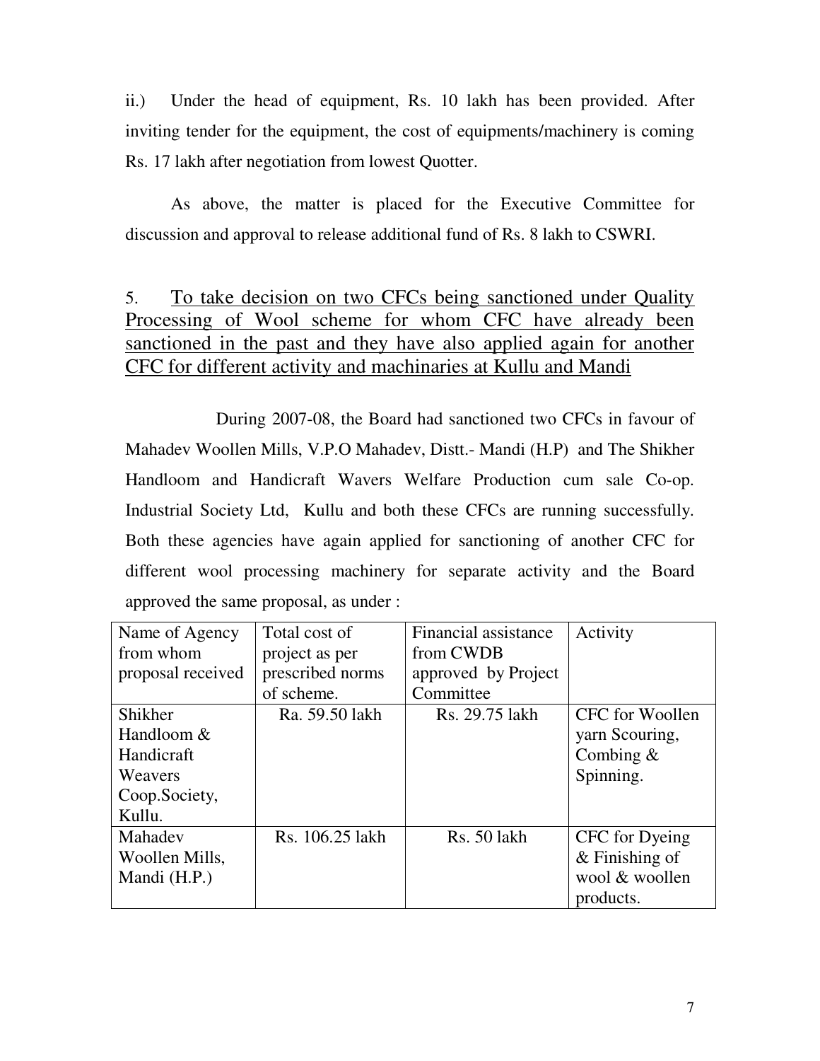ii.) Under the head of equipment, Rs. 10 lakh has been provided. After inviting tender for the equipment, the cost of equipments/machinery is coming Rs. 17 lakh after negotiation from lowest Quotter.

As above, the matter is placed for the Executive Committee for discussion and approval to release additional fund of Rs. 8 lakh to CSWRI.

5. <u>To take decision on two CFCs being sanctioned under Quality Processing of Wool scheme for whom CFC have already been sanctioned in the past and they have also applied again for another CFC for different activity and machinaries at Kullu and Mandi</u>

During 2007-08, the Board had sanctioned two CFCs in favour of Mahadev Woollen Mills, V.P.O Mahadev, Distt.- Mandi (H.P) and The Shikher Handloom and Handicraft Wavers Welfare Production cum sale Co-op. Industrial Society Ltd, Kullu and both these CFCs are running successfully. Both these agencies have again applied for sanctioning of another CFC for different wool processing machinery for separate activity and the Board approved the same proposal, as under :

| Name of Agency from whom proposal received | Total cost of project as per prescribed norms of scheme. | Financial assistance from CWDB approved by Project Committee | Activity |
|---|---|---|---|
| Shikher Handloom & Handicraft Weavers Coop.Society, Kullu. | Ra. 59.50 lakh | Rs. 29.75 lakh | CFC for Woollen yarn Scouring, Combing & Spinning. |
| Mahadev Woollen Mills, Mandi (H.P.) | Rs. 106.25 lakh | Rs. 50 lakh | CFC for Dyeing & Finishing of wool & woollen products. |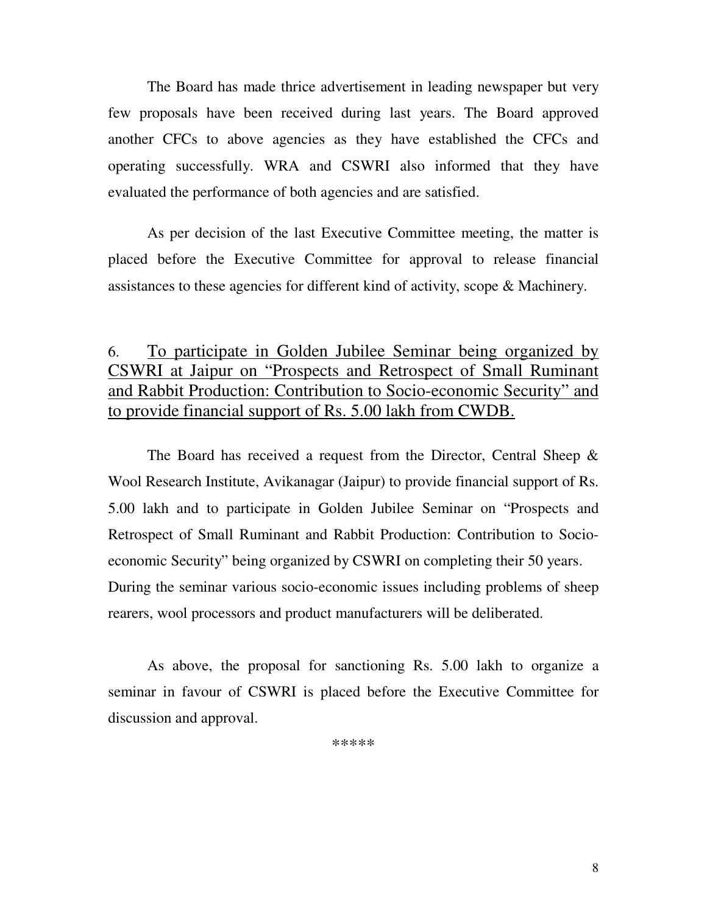The Board has made thrice advertisement in leading newspaper but very few proposals have been received during last years. The Board approved another CFCs to above agencies as they have established the CFCs and operating successfully. WRA and CSWRI also informed that they have evaluated the performance of both agencies and are satisfied.

As per decision of the last Executive Committee meeting, the matter is placed before the Executive Committee for approval to release financial assistances to these agencies for different kind of activity, scope & Machinery.

6. <u>To participate in Golden Jubilee Seminar being organized by CSWRI at Jaipur on "Prospects and Retrospect of Small Ruminant and Rabbit Production: Contribution to Socio-economic Security" and to provide financial support of Rs. 5.00 lakh from CWDB.</u>

The Board has received a request from the Director, Central Sheep & Wool Research Institute, Avikanagar (Jaipur) to provide financial support of Rs. 5.00 lakh and to participate in Golden Jubilee Seminar on "Prospects and Retrospect of Small Ruminant and Rabbit Production: Contribution to Socio-economic Security" being organized by CSWRI on completing their 50 years. During the seminar various socio-economic issues including problems of sheep rearers, wool processors and product manufacturers will be deliberated.

As above, the proposal for sanctioning Rs. 5.00 lakh to organize a seminar in favour of CSWRI is placed before the Executive Committee for discussion and approval.

*****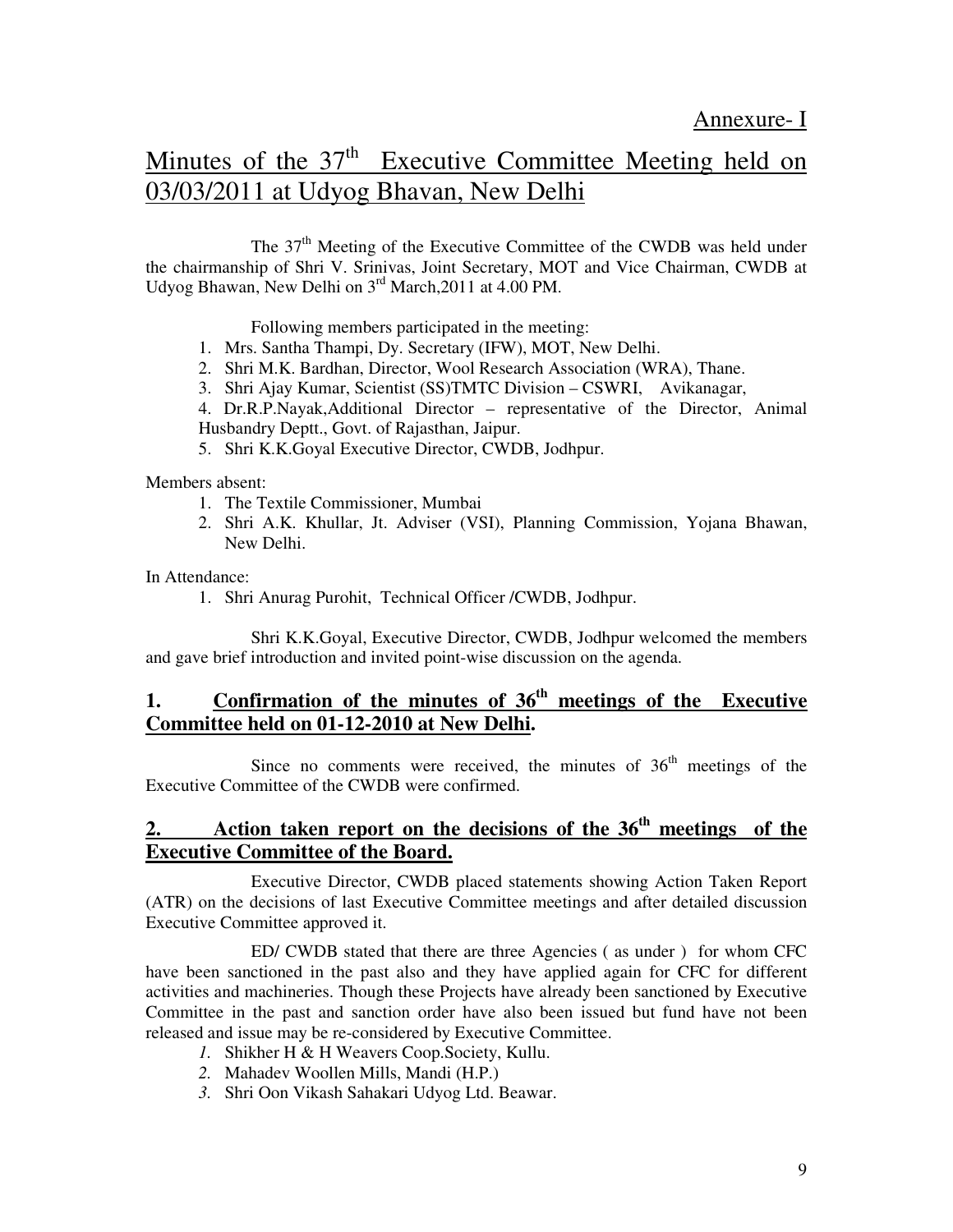Annexure- I

# Minutes of the 37th Executive Committee Meeting held on 03/03/2011 at Udyog Bhavan, New Delhi

The 37th Meeting of the Executive Committee of the CWDB was held under the chairmanship of Shri V. Srinivas, Joint Secretary, MOT and Vice Chairman, CWDB at Udyog Bhawan, New Delhi on 3rd March,2011 at 4.00 PM.

Following members participated in the meeting:

1. Mrs. Santha Thampi, Dy. Secretary (IFW), MOT, New Delhi.
2. Shri M.K. Bardhan, Director, Wool Research Association (WRA), Thane.
3. Shri Ajay Kumar, Scientist (SS)TMTC Division – CSWRI, Avikanagar,
4. Dr.R.P.Nayak,Additional Director – representative of the Director, Animal Husbandry Deptt., Govt. of Rajasthan, Jaipur.
5. Shri K.K.Goyal Executive Director, CWDB, Jodhpur.

Members absent:

1. The Textile Commissioner, Mumbai
2. Shri A.K. Khullar, Jt. Adviser (VSI), Planning Commission, Yojana Bhawan, New Delhi.

In Attendance:

1. Shri Anurag Purohit, Technical Officer /CWDB, Jodhpur.

Shri K.K.Goyal, Executive Director, CWDB, Jodhpur welcomed the members and gave brief introduction and invited point-wise discussion on the agenda.

## 1. Confirmation of the minutes of 36th meetings of the Executive Committee held on 01-12-2010 at New Delhi.

Since no comments were received, the minutes of 36th meetings of the Executive Committee of the CWDB were confirmed.

## 2. Action taken report on the decisions of the 36th meetings of the Executive Committee of the Board.

Executive Director, CWDB placed statements showing Action Taken Report (ATR) on the decisions of last Executive Committee meetings and after detailed discussion Executive Committee approved it.

ED/ CWDB stated that there are three Agencies ( as under ) for whom CFC have been sanctioned in the past also and they have applied again for CFC for different activities and machineries. Though these Projects have already been sanctioned by Executive Committee in the past and sanction order have also been issued but fund have not been released and issue may be re-considered by Executive Committee.

*1.* Shikher H & H Weavers Coop.Society, Kullu.
*2.* Mahadev Woollen Mills, Mandi (H.P.)
*3.* Shri Oon Vikash Sahakari Udyog Ltd. Beawar.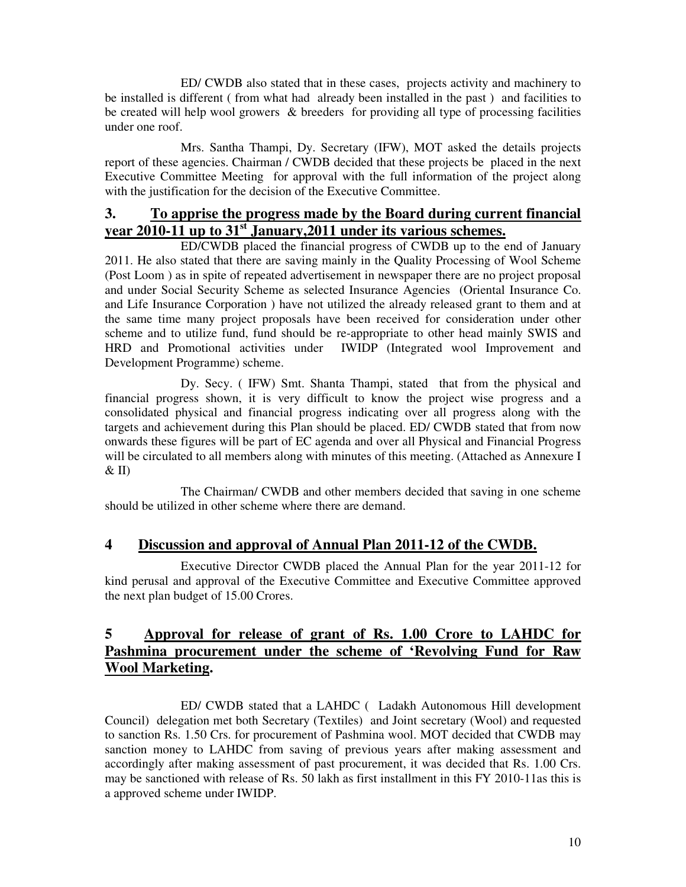ED/ CWDB also stated that in these cases, projects activity and machinery to be installed is different ( from what had already been installed in the past ) and facilities to be created will help wool growers & breeders for providing all type of processing facilities under one roof.

Mrs. Santha Thampi, Dy. Secretary (IFW), MOT asked the details projects report of these agencies. Chairman / CWDB decided that these projects be placed in the next Executive Committee Meeting for approval with the full information of the project along with the justification for the decision of the Executive Committee.

## 3. To apprise the progress made by the Board during current financial year 2010-11 up to 31st January,2011 under its various schemes.

ED/CWDB placed the financial progress of CWDB up to the end of January 2011. He also stated that there are saving mainly in the Quality Processing of Wool Scheme (Post Loom ) as in spite of repeated advertisement in newspaper there are no project proposal and under Social Security Scheme as selected Insurance Agencies (Oriental Insurance Co. and Life Insurance Corporation ) have not utilized the already released grant to them and at the same time many project proposals have been received for consideration under other scheme and to utilize fund, fund should be re-appropriate to other head mainly SWIS and HRD and Promotional activities under IWIDP (Integrated wool Improvement and Development Programme) scheme.

Dy. Secy. ( IFW) Smt. Shanta Thampi, stated that from the physical and financial progress shown, it is very difficult to know the project wise progress and a consolidated physical and financial progress indicating over all progress along with the targets and achievement during this Plan should be placed. ED/ CWDB stated that from now onwards these figures will be part of EC agenda and over all Physical and Financial Progress will be circulated to all members along with minutes of this meeting. (Attached as Annexure I & II)

The Chairman/ CWDB and other members decided that saving in one scheme should be utilized in other scheme where there are demand.

## 4 Discussion and approval of Annual Plan 2011-12 of the CWDB.

Executive Director CWDB placed the Annual Plan for the year 2011-12 for kind perusal and approval of the Executive Committee and Executive Committee approved the next plan budget of 15.00 Crores.

## 5 Approval for release of grant of Rs. 1.00 Crore to LAHDC for Pashmina procurement under the scheme of 'Revolving Fund for Raw Wool Marketing.

ED/ CWDB stated that a LAHDC ( Ladakh Autonomous Hill development Council) delegation met both Secretary (Textiles) and Joint secretary (Wool) and requested to sanction Rs. 1.50 Crs. for procurement of Pashmina wool. MOT decided that CWDB may sanction money to LAHDC from saving of previous years after making assessment and accordingly after making assessment of past procurement, it was decided that Rs. 1.00 Crs. may be sanctioned with release of Rs. 50 lakh as first installment in this FY 2010-11as this is a approved scheme under IWIDP.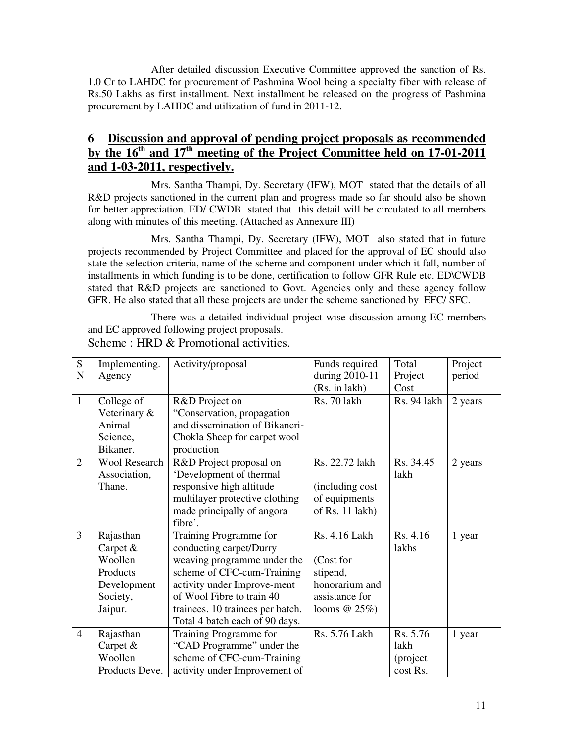After detailed discussion Executive Committee approved the sanction of Rs. 1.0 Cr to LAHDC for procurement of Pashmina Wool being a specialty fiber with release of Rs.50 Lakhs as first installment. Next installment be released on the progress of Pashmina procurement by LAHDC and utilization of fund in 2011-12.

## 6 Discussion and approval of pending project proposals as recommended by the 16th and 17th meeting of the Project Committee held on 17-01-2011 and 1-03-2011, respectively.

Mrs. Santha Thampi, Dy. Secretary (IFW), MOT stated that the details of all R&D projects sanctioned in the current plan and progress made so far should also be shown for better appreciation. ED/ CWDB stated that this detail will be circulated to all members along with minutes of this meeting. (Attached as Annexure III)

Mrs. Santha Thampi, Dy. Secretary (IFW), MOT also stated that in future projects recommended by Project Committee and placed for the approval of EC should also state the selection criteria, name of the scheme and component under which it fall, number of installments in which funding is to be done, certification to follow GFR Rule etc. ED\CWDB stated that R&D projects are sanctioned to Govt. Agencies only and these agency follow GFR. He also stated that all these projects are under the scheme sanctioned by EFC/ SFC.

There was a detailed individual project wise discussion among EC members and EC approved following project proposals.

Scheme : HRD & Promotional activities.

| SN | Implementing. Agency | Activity/proposal | Funds required during 2010-11 (Rs. in lakh) | Total Project Cost | Project period |
|---|---|---|---|---|---|
| 1 | College of Veterinary & Animal Science, Bikaner. | R&D Project on "Conservation, propagation and dissemination of Bikaneri-Chokla Sheep for carpet wool production | Rs. 70 lakh | Rs. 94 lakh | 2 years |
| 2 | Wool Research Association, Thane. | R&D Project proposal on 'Development of thermal responsive high altitude multilayer protective clothing made principally of angora fibre'. | Rs. 22.72 lakh (including cost of equipments of Rs. 11 lakh) | Rs. 34.45 lakh | 2 years |
| 3 | Rajasthan Carpet & Woollen Products Development Society, Jaipur. | Training Programme for conducting carpet/Durry weaving programme under the scheme of CFC-cum-Training activity under Improve-ment of Wool Fibre to train 40 trainees. 10 trainees per batch. Total 4 batch each of 90 days. | Rs. 4.16 Lakh (Cost for stipend, honorarium and assistance for looms @ 25%) | Rs. 4.16 lakhs | 1 year |
| 4 | Rajasthan Carpet & Woollen Products Deve. | Training Programme for "CAD Programme" under the scheme of CFC-cum-Training activity under Improvement of | Rs. 5.76 Lakh | Rs. 5.76 lakh (project cost Rs. | 1 year |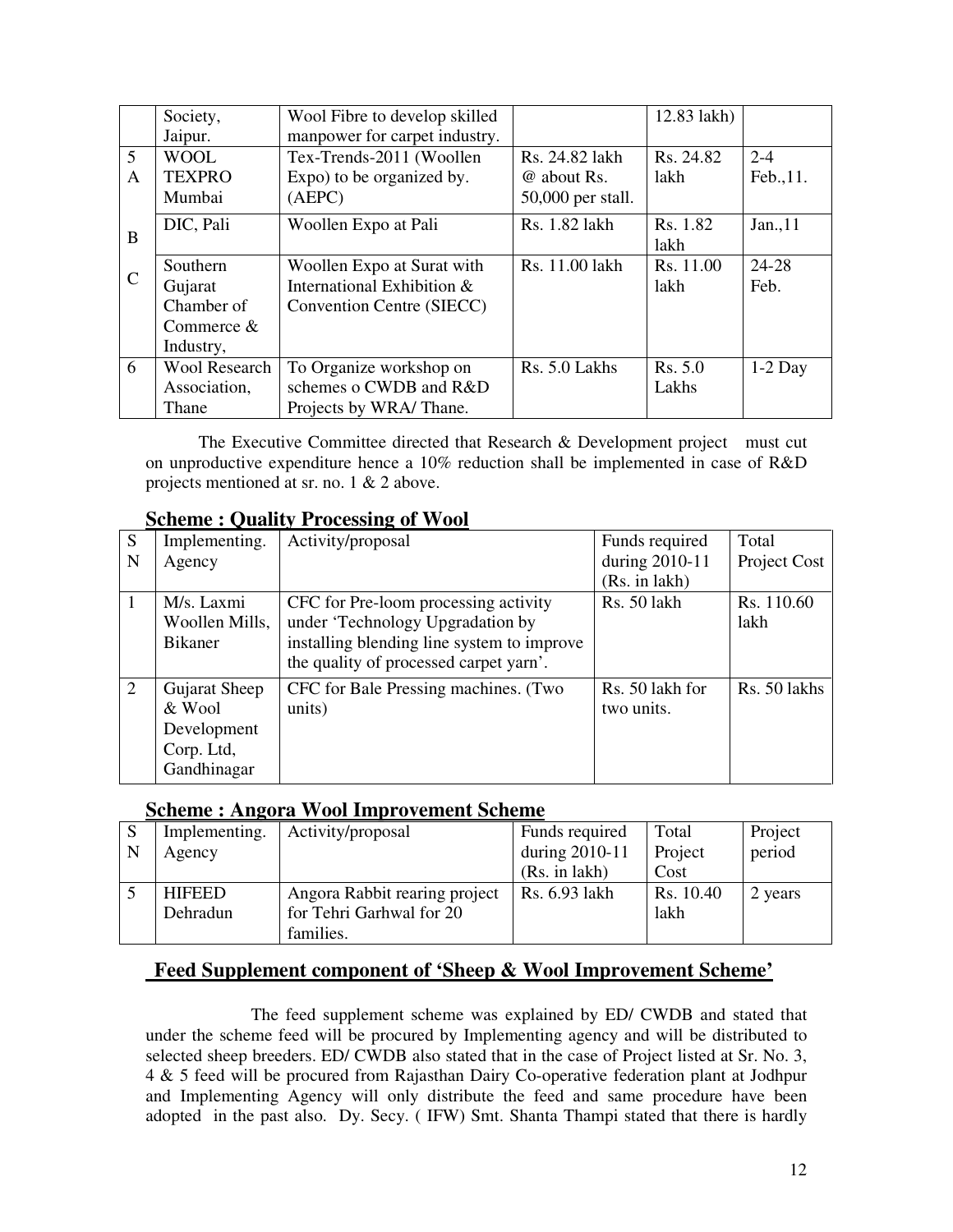|  | Society, Jaipur. | Wool Fibre to develop skilled manpower for carpet industry. |  | 12.83 lakh) |  |
|---|---|---|---|---|---|
| 5 A | WOOL TEXPRO Mumbai | Tex-Trends-2011 (Woollen Expo) to be organized by. (AEPC) | Rs. 24.82 lakh @ about Rs. 50,000 per stall. | Rs. 24.82 lakh | 2-4 Feb.,11. |
| B | DIC, Pali | Woollen Expo at Pali | Rs. 1.82 lakh | Rs. 1.82 lakh | Jan.,11 |
| C | Southern Gujarat Chamber of Commerce & Industry, | Woollen Expo at Surat with International Exhibition & Convention Centre (SIECC) | Rs. 11.00 lakh | Rs. 11.00 lakh | 24-28 Feb. |
| 6 | Wool Research Association, Thane | To Organize workshop on schemes o CWDB and R&D Projects by WRA/ Thane. | Rs. 5.0 Lakhs | Rs. 5.0 Lakhs | 1-2 Day |

The Executive Committee directed that Research & Development project must cut on unproductive expenditure hence a 10% reduction shall be implemented in case of R&D projects mentioned at sr. no. 1 & 2 above.

## Scheme : Quality Processing of Wool

| S N | Implementing. Agency | Activity/proposal | Funds required during 2010-11 (Rs. in lakh) | Total Project Cost |
|---|---|---|---|---|
| 1 | M/s. Laxmi Woollen Mills, Bikaner | CFC for Pre-loom processing activity under 'Technology Upgradation by installing blending line system to improve the quality of processed carpet yarn'. | Rs. 50 lakh | Rs. 110.60 lakh |
| 2 | Gujarat Sheep & Wool Development Corp. Ltd, Gandhinagar | CFC for Bale Pressing machines. (Two units) | Rs. 50 lakh for two units. | Rs. 50 lakhs |

## Scheme : Angora Wool Improvement Scheme

| S N | Implementing. Agency | Activity/proposal | Funds required during 2010-11 (Rs. in lakh) | Total Project Cost | Project period |
|---|---|---|---|---|---|
| 5 | HIFEED Dehradun | Angora Rabbit rearing project for Tehri Garhwal for 20 families. | Rs. 6.93 lakh | Rs. 10.40 lakh | 2 years |

## Feed Supplement component of 'Sheep & Wool Improvement Scheme'

The feed supplement scheme was explained by ED/ CWDB and stated that under the scheme feed will be procured by Implementing agency and will be distributed to selected sheep breeders. ED/ CWDB also stated that in the case of Project listed at Sr. No. 3, 4 & 5 feed will be procured from Rajasthan Dairy Co-operative federation plant at Jodhpur and Implementing Agency will only distribute the feed and same procedure have been adopted in the past also. Dy. Secy. ( IFW) Smt. Shanta Thampi stated that there is hardly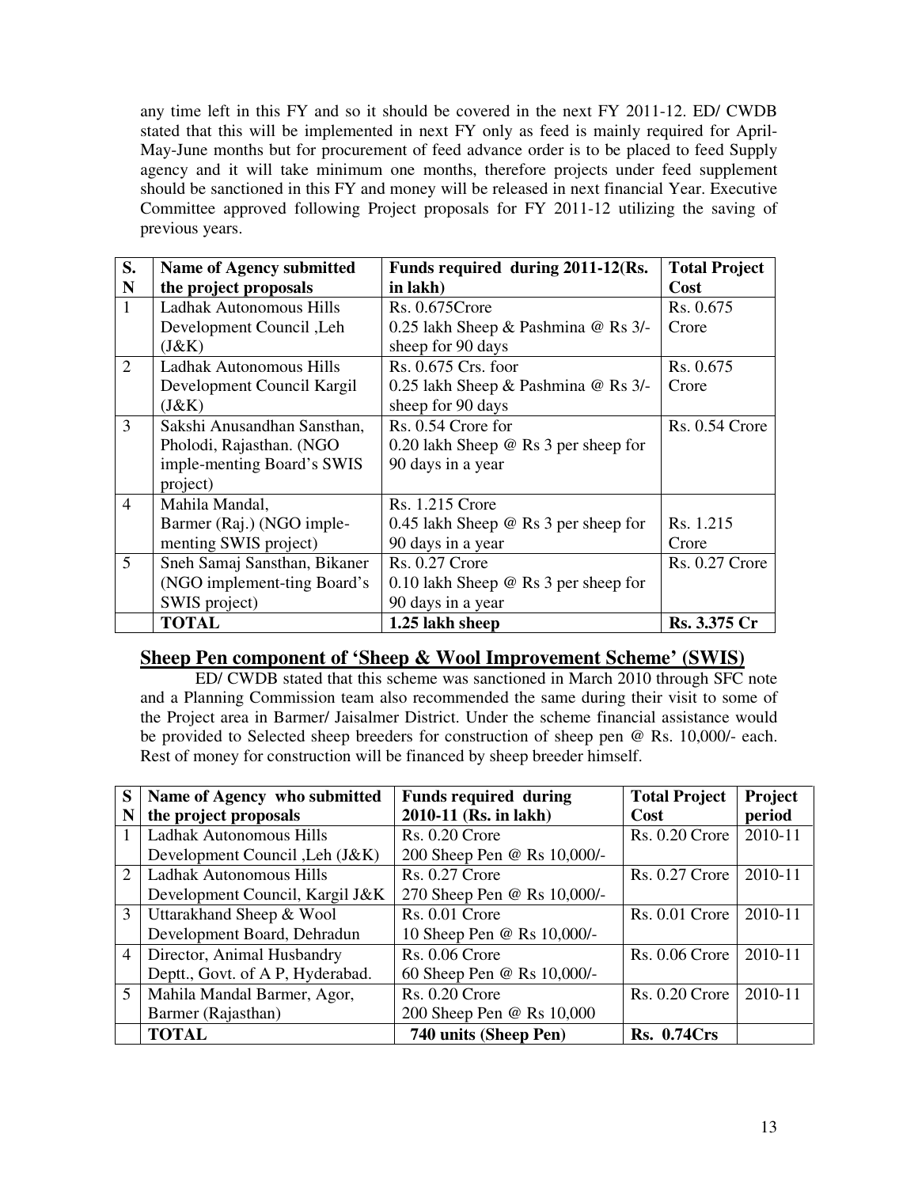any time left in this FY and so it should be covered in the next FY 2011-12. ED/ CWDB stated that this will be implemented in next FY only as feed is mainly required for April-May-June months but for procurement of feed advance order is to be placed to feed Supply agency and it will take minimum one months, therefore projects under feed supplement should be sanctioned in this FY and money will be released in next financial Year. Executive Committee approved following Project proposals for FY 2011-12 utilizing the saving of previous years.

| S. N | Name of Agency submitted the project proposals | Funds required during 2011-12(Rs. in lakh) | Total Project Cost |
|---|---|---|---|
| 1 | Ladhak Autonomous Hills Development Council ,Leh (J&K) | Rs. 0.675Crore 0.25 lakh Sheep & Pashmina @ Rs 3/- sheep for 90 days | Rs. 0.675 Crore |
| 2 | Ladhak Autonomous Hills Development Council Kargil (J&K) | Rs. 0.675 Crs. foor 0.25 lakh Sheep & Pashmina @ Rs 3/- sheep for 90 days | Rs. 0.675 Crore |
| 3 | Sakshi Anusandhan Sansthan, Pholodi, Rajasthan. (NGO imple-menting Board's SWIS project) | Rs. 0.54 Crore for 0.20 lakh Sheep @ Rs 3 per sheep for 90 days in a year | Rs. 0.54 Crore |
| 4 | Mahila Mandal, Barmer (Raj.) (NGO imple-menting SWIS project) | Rs. 1.215 Crore 0.45 lakh Sheep @ Rs 3 per sheep for 90 days in a year | Rs. 1.215 Crore |
| 5 | Sneh Samaj Sansthan, Bikaner (NGO implement-ting Board's SWIS project) | Rs. 0.27 Crore 0.10 lakh Sheep @ Rs 3 per sheep for 90 days in a year | Rs. 0.27 Crore |
| | **TOTAL** | **1.25 lakh sheep** | **Rs. 3.375 Cr** |

## Sheep Pen component of 'Sheep & Wool Improvement Scheme' (SWIS)

ED/ CWDB stated that this scheme was sanctioned in March 2010 through SFC note and a Planning Commission team also recommended the same during their visit to some of the Project area in Barmer/ Jaisalmer District. Under the scheme financial assistance would be provided to Selected sheep breeders for construction of sheep pen @ Rs. 10,000/- each. Rest of money for construction will be financed by sheep breeder himself.

| S N | Name of Agency who submitted the project proposals | Funds required during 2010-11 (Rs. in lakh) | Total Project Cost | Project period |
|---|---|---|---|---|
| 1 | Ladhak Autonomous Hills Development Council ,Leh (J&K) | Rs. 0.20 Crore 200 Sheep Pen @ Rs 10,000/- | Rs. 0.20 Crore | 2010-11 |
| 2 | Ladhak Autonomous Hills Development Council, Kargil J&K | Rs. 0.27 Crore 270 Sheep Pen @ Rs 10,000/- | Rs. 0.27 Crore | 2010-11 |
| 3 | Uttarakhand Sheep & Wool Development Board, Dehradun | Rs. 0.01 Crore 10 Sheep Pen @ Rs 10,000/- | Rs. 0.01 Crore | 2010-11 |
| 4 | Director, Animal Husbandry Deptt., Govt. of A P, Hyderabad. | Rs. 0.06 Crore 60 Sheep Pen @ Rs 10,000/- | Rs. 0.06 Crore | 2010-11 |
| 5 | Mahila Mandal Barmer, Agor, Barmer (Rajasthan) | Rs. 0.20 Crore 200 Sheep Pen @ Rs 10,000 | Rs. 0.20 Crore | 2010-11 |
| | **TOTAL** | **740 units (Sheep Pen)** | **Rs. 0.74Crs** | |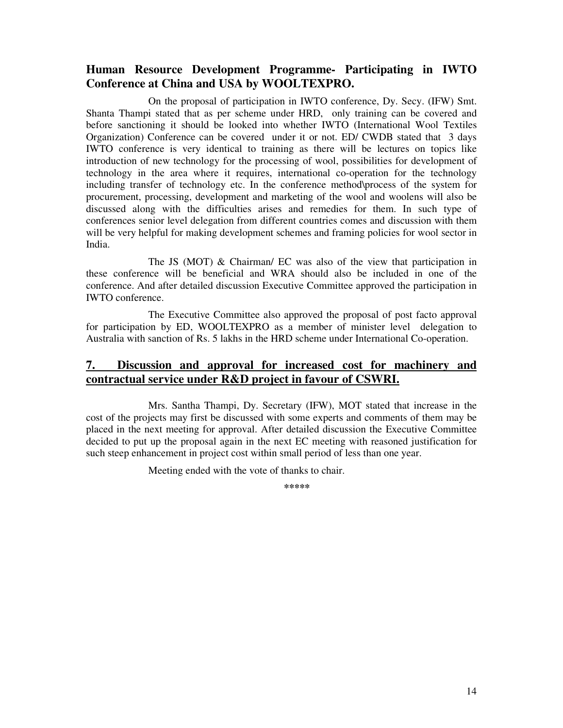**Human Resource Development Programme- Participating in IWTO Conference at China and USA by WOOLTEXPRO.**

On the proposal of participation in IWTO conference, Dy. Secy. (IFW) Smt. Shanta Thampi stated that as per scheme under HRD, only training can be covered and before sanctioning it should be looked into whether IWTO (International Wool Textiles Organization) Conference can be covered under it or not. ED/ CWDB stated that 3 days IWTO conference is very identical to training as there will be lectures on topics like introduction of new technology for the processing of wool, possibilities for development of technology in the area where it requires, international co-operation for the technology including transfer of technology etc. In the conference method\process of the system for procurement, processing, development and marketing of the wool and woolens will also be discussed along with the difficulties arises and remedies for them. In such type of conferences senior level delegation from different countries comes and discussion with them will be very helpful for making development schemes and framing policies for wool sector in India.

The JS (MOT) & Chairman/ EC was also of the view that participation in these conference will be beneficial and WRA should also be included in one of the conference. And after detailed discussion Executive Committee approved the participation in IWTO conference.

The Executive Committee also approved the proposal of post facto approval for participation by ED, WOOLTEXPRO as a member of minister level delegation to Australia with sanction of Rs. 5 lakhs in the HRD scheme under International Co-operation.

## 7. Discussion and approval for increased cost for machinery and contractual service under R&D project in favour of CSWRI.

Mrs. Santha Thampi, Dy. Secretary (IFW), MOT stated that increase in the cost of the projects may first be discussed with some experts and comments of them may be placed in the next meeting for approval. After detailed discussion the Executive Committee decided to put up the proposal again in the next EC meeting with reasoned justification for such steep enhancement in project cost within small period of less than one year.

Meeting ended with the vote of thanks to chair.

*****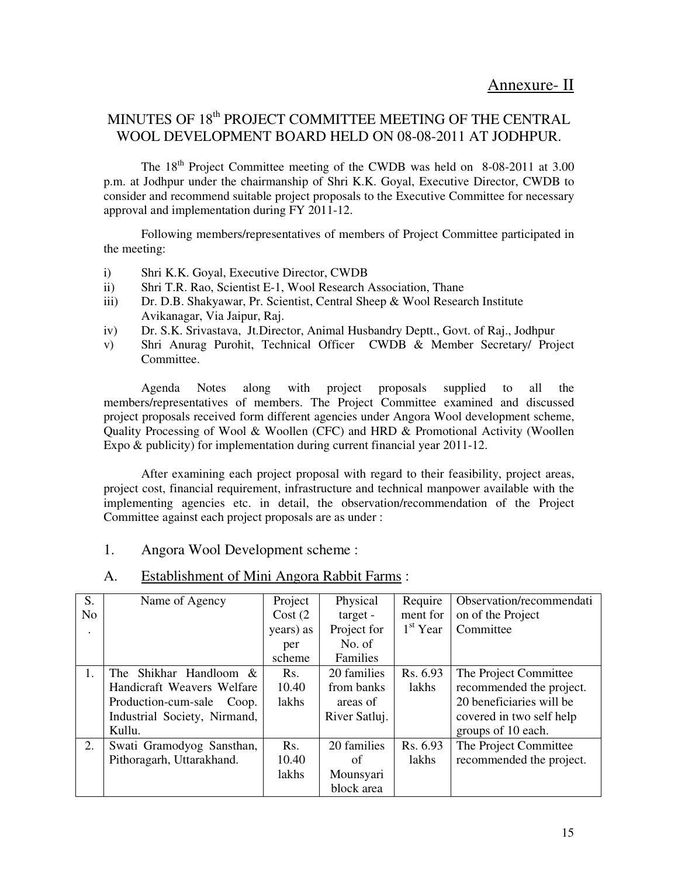Annexure- II

# MINUTES OF 18th PROJECT COMMITTEE MEETING OF THE CENTRAL WOOL DEVELOPMENT BOARD HELD ON 08-08-2011 AT JODHPUR.

The 18th Project Committee meeting of the CWDB was held on 8-08-2011 at 3.00 p.m. at Jodhpur under the chairmanship of Shri K.K. Goyal, Executive Director, CWDB to consider and recommend suitable project proposals to the Executive Committee for necessary approval and implementation during FY 2011-12.

Following members/representatives of members of Project Committee participated in the meeting:

i) Shri K.K. Goyal, Executive Director, CWDB
ii) Shri T.R. Rao, Scientist E-1, Wool Research Association, Thane
iii) Dr. D.B. Shakyawar, Pr. Scientist, Central Sheep & Wool Research Institute Avikanagar, Via Jaipur, Raj.
iv) Dr. S.K. Srivastava, Jt.Director, Animal Husbandry Deptt., Govt. of Raj., Jodhpur
v) Shri Anurag Purohit, Technical Officer CWDB & Member Secretary/ Project Committee.

Agenda Notes along with project proposals supplied to all the members/representatives of members. The Project Committee examined and discussed project proposals received form different agencies under Angora Wool development scheme, Quality Processing of Wool & Woollen (CFC) and HRD & Promotional Activity (Woollen Expo & publicity) for implementation during current financial year 2011-12.

After examining each project proposal with regard to their feasibility, project areas, project cost, financial requirement, infrastructure and technical manpower available with the implementing agencies etc. in detail, the observation/recommendation of the Project Committee against each project proposals are as under :

1. Angora Wool Development scheme :

A. <u>Establishment of Mini Angora Rabbit Farms</u> :

| S. No. | Name of Agency | Project Cost (2 years) as per scheme | Physical target - Project for No. of Families | Requirement for 1st Year | Observation/recommendation of the Project Committee |
|---|---|---|---|---|---|
| 1. | The Shikhar Handloom & Handicraft Weavers Welfare Production-cum-sale Coop. Industrial Society, Nirmand, Kullu. | Rs. 10.40 lakhs | 20 families from banks areas of River Satluj. | Rs. 6.93 lakhs | The Project Committee recommended the project. 20 beneficiaries will be covered in two self help groups of 10 each. |
| 2. | Swati Gramodyog Sansthan, Pithoragarh, Uttarakhand. | Rs. 10.40 lakhs | 20 families of Mounsyari block area | Rs. 6.93 lakhs | The Project Committee recommended the project. |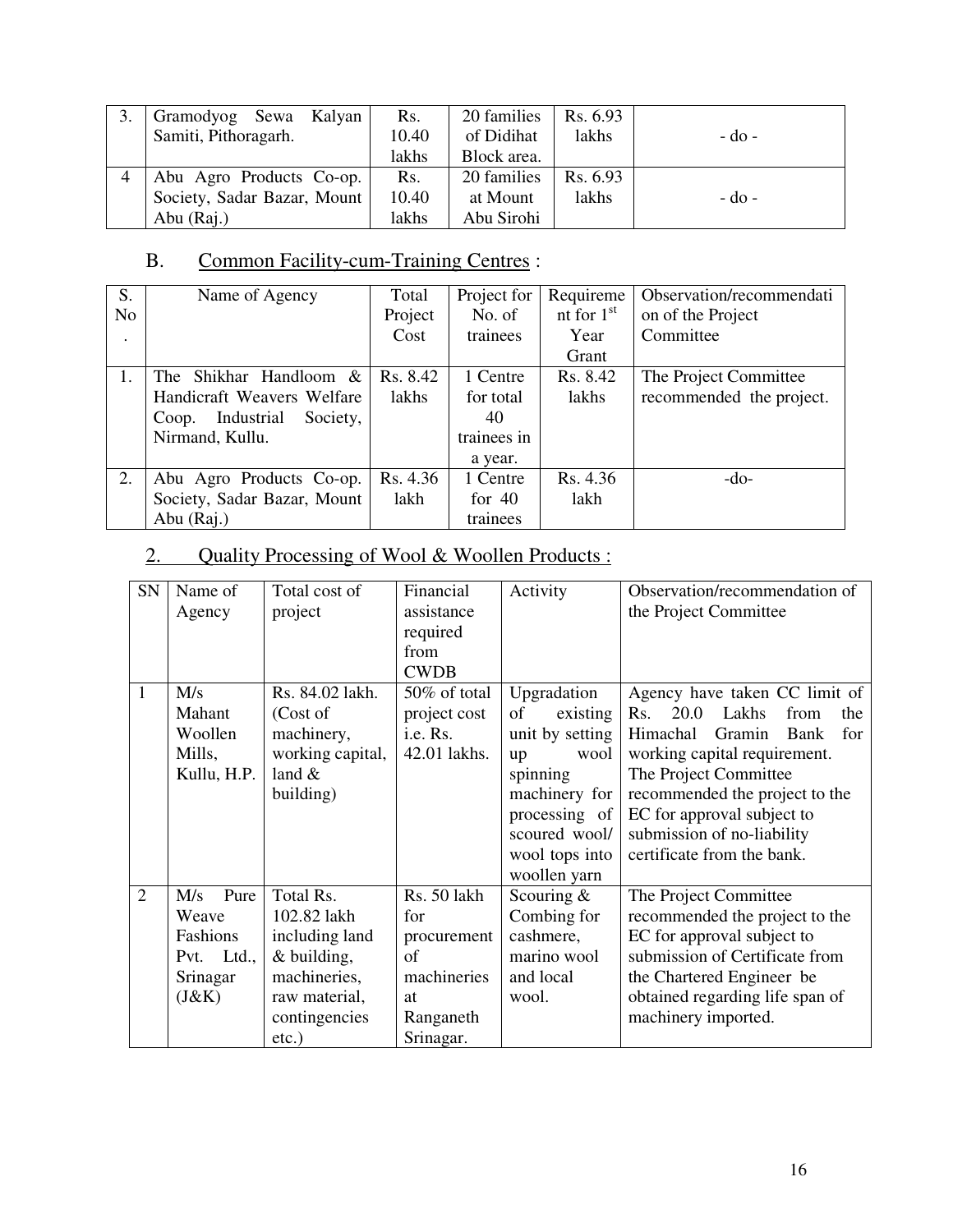| 3. | Gramodyog Sewa Kalyan Samiti, Pithoragarh. | Rs. 10.40 lakhs | 20 families of Didihat Block area. | Rs. 6.93 lakhs | - do - |
|---|---|---|---|---|---|
| 4 | Abu Agro Products Co-op. Society, Sadar Bazar, Mount Abu (Raj.) | Rs. 10.40 lakhs | 20 families at Mount Abu Sirohi | Rs. 6.93 lakhs | - do - |

## B. Common Facility-cum-Training Centres :

| S. No. | Name of Agency | Total Project Cost | Project for No. of trainees | Requirement for 1st Year Grant | Observation/recommendation of the Project Committee |
|---|---|---|---|---|---|
| 1. | The Shikhar Handloom & Handicraft Weavers Welfare Coop. Industrial Society, Nirmand, Kullu. | Rs. 8.42 lakhs | 1 Centre for total 40 trainees in a year. | Rs. 8.42 lakhs | The Project Committee recommended the project. |
| 2. | Abu Agro Products Co-op. Society, Sadar Bazar, Mount Abu (Raj.) | Rs. 4.36 lakh | 1 Centre for 40 trainees | Rs. 4.36 lakh | -do- |

## 2. Quality Processing of Wool & Woollen Products :

| SN | Name of Agency | Total cost of project | Financial assistance required from CWDB | Activity | Observation/recommendation of the Project Committee |
|---|---|---|---|---|---|
| 1 | M/s Mahant Woollen Mills, Kullu, H.P. | Rs. 84.02 lakh. (Cost of machinery, working capital, land & building) | 50% of total project cost i.e. Rs. 42.01 lakhs. | Upgradation of existing unit by setting up wool spinning machinery for processing of scoured wool/ wool tops into woollen yarn | Agency have taken CC limit of Rs. 20.0 Lakhs from the Himachal Gramin Bank for working capital requirement. The Project Committee recommended the project to the EC for approval subject to submission of no-liability certificate from the bank. |
| 2 | M/s Pure Weave Fashions Pvt. Ltd., Srinagar (J&K) | Total Rs. 102.82 lakh including land & building, machineries, raw material, contingencies etc.) | Rs. 50 lakh for procurement of machineries at Ranganeth Srinagar. | Scouring & Combing for cashmere, marino wool and local wool. | The Project Committee recommended the project to the EC for approval subject to submission of Certificate from the Chartered Engineer be obtained regarding life span of machinery imported. |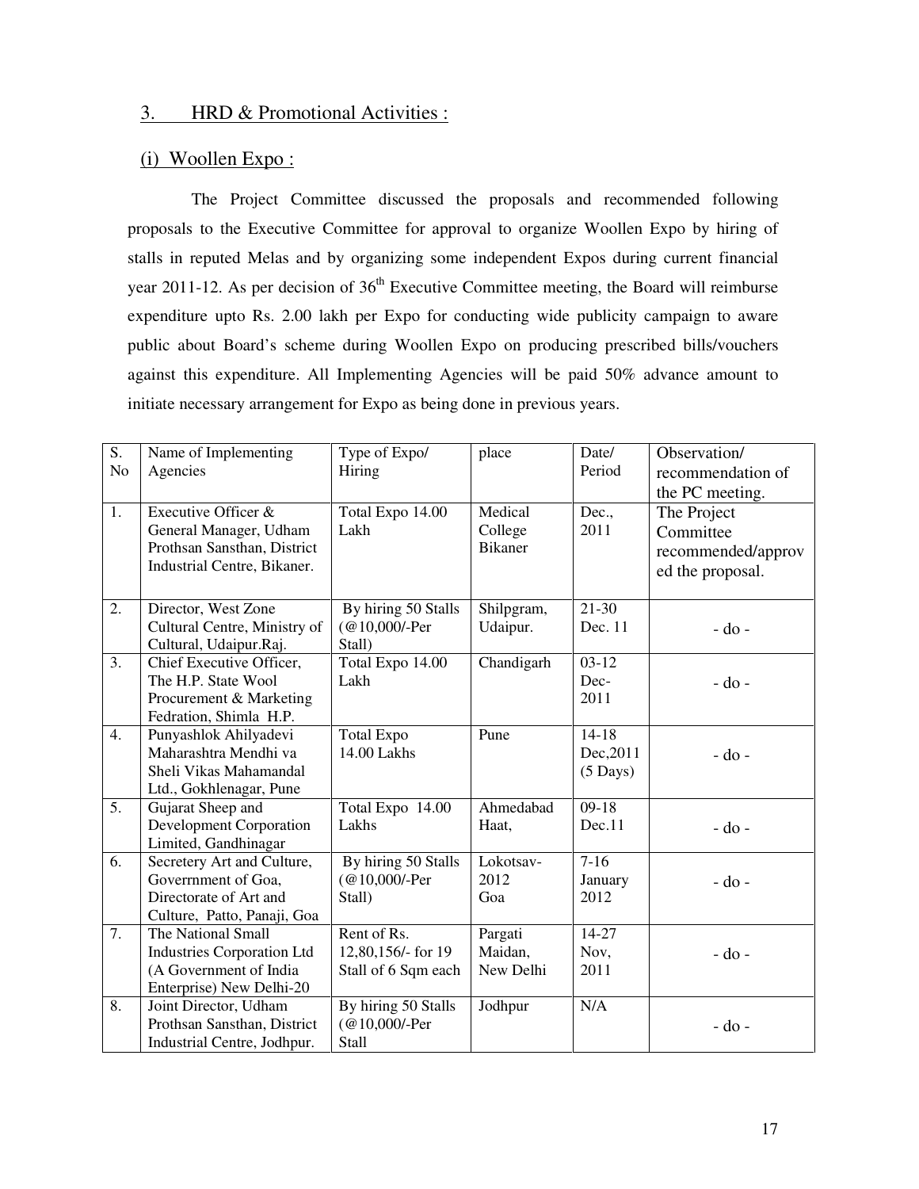## 3. HRD & Promotional Activities :

### (i) Woollen Expo :

The Project Committee discussed the proposals and recommended following proposals to the Executive Committee for approval to organize Woollen Expo by hiring of stalls in reputed Melas and by organizing some independent Expos during current financial year 2011-12. As per decision of 36th Executive Committee meeting, the Board will reimburse expenditure upto Rs. 2.00 lakh per Expo for conducting wide publicity campaign to aware public about Board's scheme during Woollen Expo on producing prescribed bills/vouchers against this expenditure. All Implementing Agencies will be paid 50% advance amount to initiate necessary arrangement for Expo as being done in previous years.

| S. No | Name of Implementing Agencies | Type of Expo/ Hiring | place | Date/ Period | Observation/ recommendation of the PC meeting. |
|---|---|---|---|---|---|
| 1. | Executive Officer & General Manager, Udham Prothsan Sansthan, District Industrial Centre, Bikaner. | Total Expo 14.00 Lakh | Medical College Bikaner | Dec., 2011 | The Project Committee recommended/approved the proposal. |
| 2. | Director, West Zone Cultural Centre, Ministry of Cultural, Udaipur.Raj. | By hiring 50 Stalls (@10,000/-Per Stall) | Shilpgram, Udaipur. | 21-30 Dec. 11 | - do - |
| 3. | Chief Executive Officer, The H.P. State Wool Procurement & Marketing Fedration, Shimla H.P. | Total Expo 14.00 Lakh | Chandigarh | 03-12 Dec-2011 | - do - |
| 4. | Punyashlok Ahilyadevi Maharashtra Mendhi va Sheli Vikas Mahamandal Ltd., Gokhlenagar, Pune | Total Expo 14.00 Lakhs | Pune | 14-18 Dec,2011 (5 Days) | - do - |
| 5. | Gujarat Sheep and Development Corporation Limited, Gandhinagar | Total Expo 14.00 Lakhs | Ahmedabad Haat, | 09-18 Dec.11 | - do - |
| 6. | Secretery Art and Culture, Goverrnment of Goa, Directorate of Art and Culture, Patto, Panaji, Goa | By hiring 50 Stalls (@10,000/-Per Stall) | Lokotsav-2012 Goa | 7-16 January 2012 | - do - |
| 7. | The National Small Industries Corporation Ltd (A Government of India Enterprise) New Delhi-20 | Rent of Rs. 12,80,156/- for 19 Stall of 6 Sqm each | Pargati Maidan, New Delhi | 14-27 Nov, 2011 | - do - |
| 8. | Joint Director, Udham Prothsan Sansthan, District Industrial Centre, Jodhpur. | By hiring 50 Stalls (@10,000/-Per Stall | Jodhpur | N/A | - do - |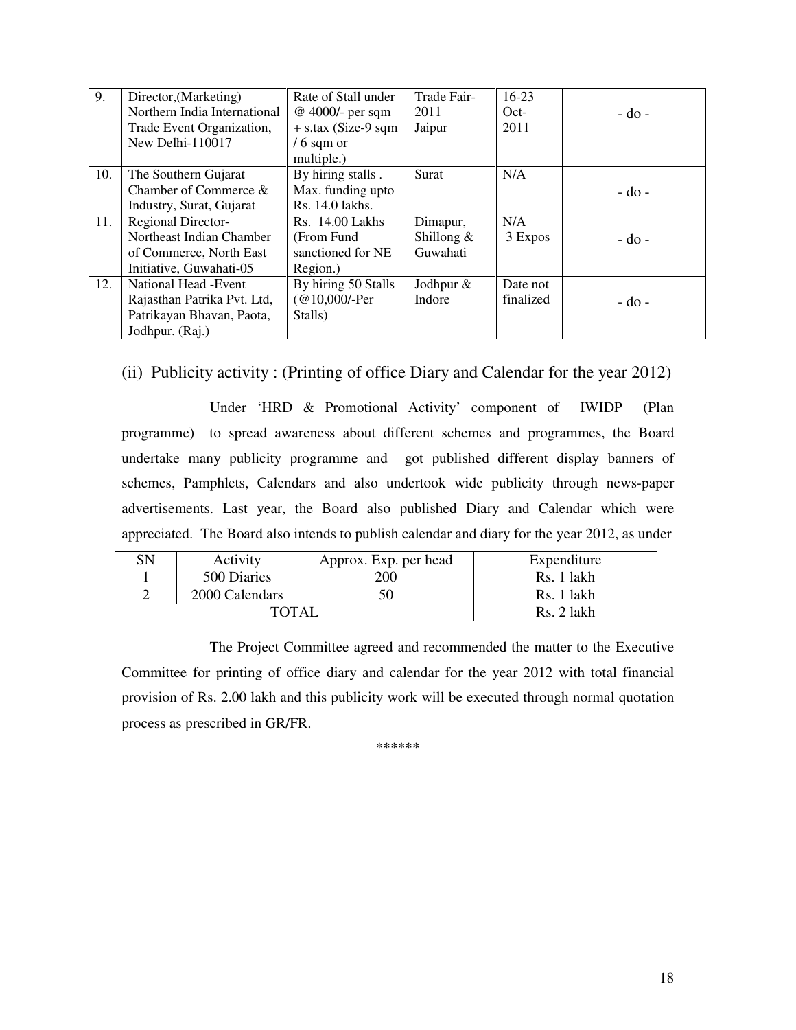| | | | | | |
|---|---|---|---|---|---|
| 9. | Director,(Marketing) Northern India International Trade Event Organization, New Delhi-110017 | Rate of Stall under @ 4000/- per sqm + s.tax (Size-9 sqm / 6 sqm or multiple.) | Trade Fair-2011 Jaipur | 16-23 Oct-2011 | - do - |
| 10. | The Southern Gujarat Chamber of Commerce & Industry, Surat, Gujarat | By hiring stalls . Max. funding upto Rs. 14.0 lakhs. | Surat | N/A | - do - |
| 11. | Regional Director-Northeast Indian Chamber of Commerce, North East Initiative, Guwahati-05 | Rs. 14.00 Lakhs (From Fund sanctioned for NE Region.) | Dimapur, Shillong & Guwahati | N/A 3 Expos | - do - |
| 12. | National Head -Event Rajasthan Patrika Pvt. Ltd, Patrikayan Bhavan, Paota, Jodhpur. (Raj.) | By hiring 50 Stalls (@10,000/-Per Stalls) | Jodhpur & Indore | Date not finalized | - do - |

## (ii) Publicity activity : (Printing of office Diary and Calendar for the year 2012)

Under 'HRD & Promotional Activity' component of IWIDP (Plan programme) to spread awareness about different schemes and programmes, the Board undertake many publicity programme and got published different display banners of schemes, Pamphlets, Calendars and also undertook wide publicity through news-paper advertisements. Last year, the Board also published Diary and Calendar which were appreciated. The Board also intends to publish calendar and diary for the year 2012, as under

| SN | Activity | Approx. Exp. per head | Expenditure |
|---|---|---|---|
| 1 | 500 Diaries | 200 | Rs. 1 lakh |
| 2 | 2000 Calendars | 50 | Rs. 1 lakh |
| TOTAL | | | Rs. 2 lakh |

The Project Committee agreed and recommended the matter to the Executive Committee for printing of office diary and calendar for the year 2012 with total financial provision of Rs. 2.00 lakh and this publicity work will be executed through normal quotation process as prescribed in GR/FR.

******